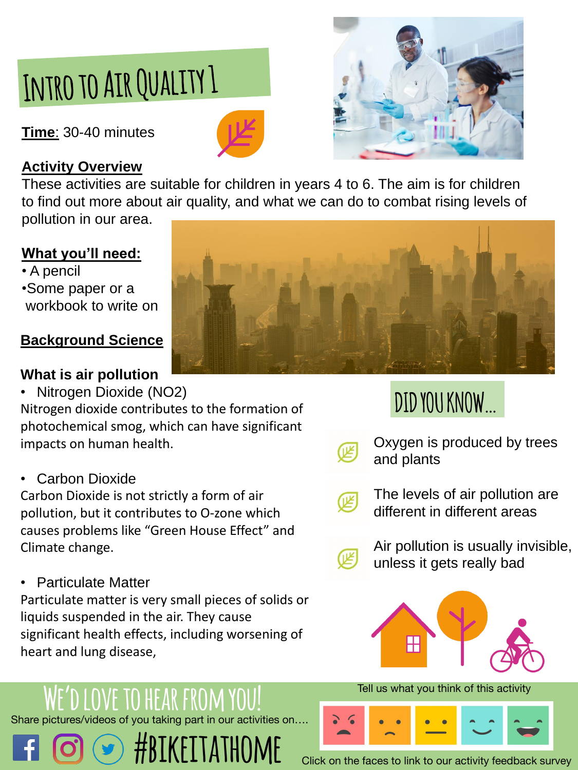# INTRO TO AIR QUALITY 1

**Time**: 30-40 minutes

## Activity Overview

These activities are suitable for children in years 4 to 6. The aim is for children to find out more about air quality, and what we can do to combat rising levels of pollution in our area.

## What you'll need:

- A pencil
- Some paper or a workbook to write on

## Background Science

### What is air pollution

- Nitrogen Dioxide (NO2)

Nitrogen dioxide contributes to the formation of photochemical smog, which can have significant impacts on human health.

- Carbon Dioxide

Carbon Dioxide is not strictly a form of air pollution, but it contributes to O-zone which causes problems like "Green House Effect" and Climate change.

- Particulate Matter

Particulate matter is very small pieces of solids or liquids suspended in the air. They cause significant health effects, including worsening of heart and lung disease,

## DID YOU KNOW...

- Oxygen is produced by trees and plants
- The levels of air pollution are different in different areas
- Air pollution is usually invisible, unless it gets really bad

## WE'D LOVE TO HEAR FROM YOU!

Share pictures/videos of you taking part in our activities on….

#BIKEITATHOME

Tell us what you think of this activity

Click on the faces to link to our activity feedback survey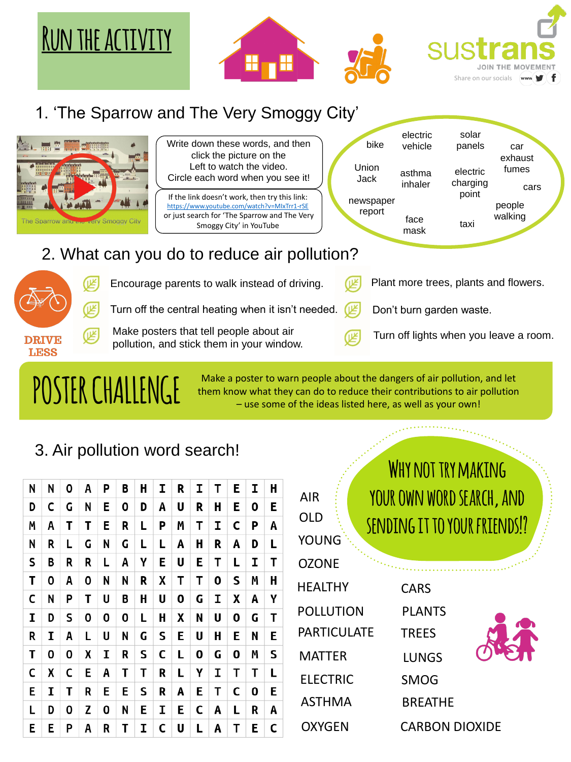# RUN THE ACTIVITY

sustrans
JOIN THE MOVEMENT
Share on our socials

## 1. 'The Sparrow and The Very Smoggy City'

The Sparrow and the Very Smoggy City

Write down these words, and then click the picture on the Left to watch the video. Circle each word when you see it!

If the link doesn't work, then try this link: https://www.youtube.com/watch?v=MIxTrr1-rSE or just search for 'The Sparrow and The Very Smoggy City' in YouTube

- bike
- electric vehicle
- solar panels
- car exhaust fumes
- Union Jack
- asthma inhaler
- electric charging point
- cars
- newspaper report
- people walking
- face mask
- taxi

## 2. What can you do to reduce air pollution?

DRIVE LESS

- Encourage parents to walk instead of driving.
- Turn off the central heating when it isn't needed.
- Make posters that tell people about air pollution, and stick them in your window.
- Plant more trees, plants and flowers.
- Don't burn garden waste.
- Turn off lights when you leave a room.

## POSTER CHALLENGE

Make a poster to warn people about the dangers of air pollution, and let them know what they can do to reduce their contributions to air pollution – use some of the ideas listed here, as well as your own!

## 3. Air pollution word search!

| | | | | | | | | | | | | | |
|---|---|---|---|---|---|---|---|---|---|---|---|---|---|
| N | N | O | A | P | B | H | I | R | I | T | E | I | H |
| D | C | G | N | E | O | D | A | U | R | H | E | O | E |
| M | A | T | T | E | R | L | P | M | T | I | C | P | A |
| N | R | L | G | N | G | L | L | A | H | R | A | D | L |
| S | B | R | R | L | A | Y | E | U | E | T | L | I | T |
| T | O | A | O | N | N | R | X | T | T | O | S | M | H |
| C | N | P | T | U | B | H | U | O | G | I | X | A | Y |
| I | D | S | O | O | O | L | H | X | N | U | O | G | T |
| R | I | A | L | U | N | G | S | E | U | H | E | N | E |
| T | O | O | X | I | R | S | C | L | O | G | O | M | S |
| C | X | C | E | A | T | T | R | L | Y | I | T | T | L |
| E | I | T | R | E | E | S | R | A | E | T | C | O | E |
| L | D | O | Z | O | N | E | I | E | C | A | L | R | A |
| E | E | P | A | R | T | I | C | U | L | A | T | E | C |

- AIR
- OLD
- YOUNG
- OZONE
- HEALTHY
- POLLUTION
- PARTICULATE
- MATTER
- ELECTRIC
- ASTHMA
- OXYGEN
- CARS
- PLANTS
- TREES
- LUNGS
- SMOG
- BREATHE
- CARBON DIOXIDE

WHY NOT TRY MAKING YOUR OWN WORD SEARCH, AND SENDING IT TO YOUR FRIENDS!?